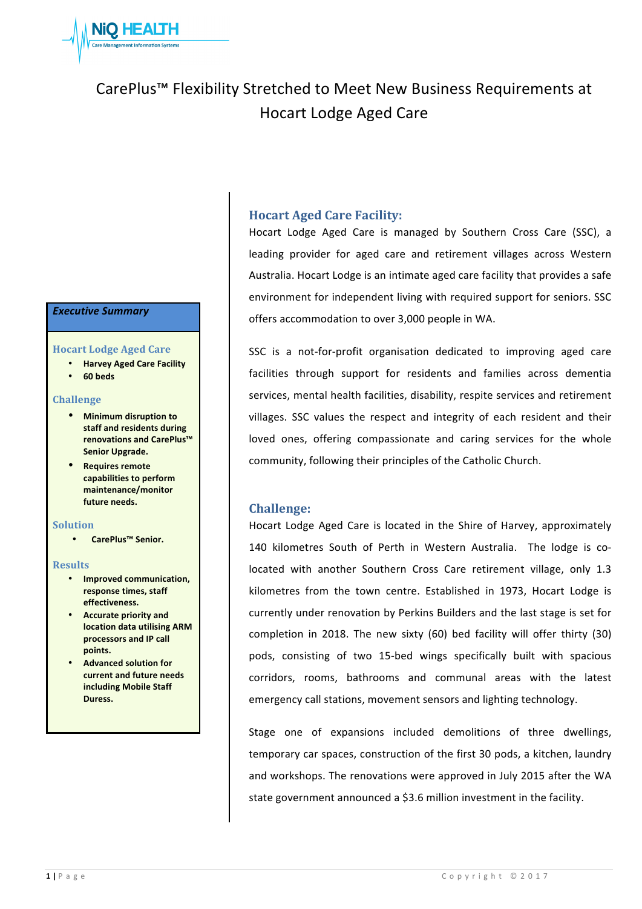NiQ HEALTH
Care Management Information Systems

# CarePlus™ Flexibility Stretched to Meet New Business Requirements at Hocart Lodge Aged Care

***Executive Summary***

**Hocart Lodge Aged Care**

- **Harvey Aged Care Facility**
- **60 beds**

**Challenge**

- **Minimum disruption to staff and residents during renovations and CarePlus™ Senior Upgrade.**
- **Requires remote capabilities to perform maintenance/monitor future needs.**

**Solution**

- **CarePlus™ Senior.**

**Results**

- **Improved communication, response times, staff effectiveness.**
- **Accurate priority and location data utilising ARM processors and IP call points.**
- **Advanced solution for current and future needs including Mobile Staff Duress.**

## Hocart Aged Care Facility:

Hocart Lodge Aged Care is managed by Southern Cross Care (SSC), a leading provider for aged care and retirement villages across Western Australia. Hocart Lodge is an intimate aged care facility that provides a safe environment for independent living with required support for seniors. SSC offers accommodation to over 3,000 people in WA.

SSC is a not-for-profit organisation dedicated to improving aged care facilities through support for residents and families across dementia services, mental health facilities, disability, respite services and retirement villages. SSC values the respect and integrity of each resident and their loved ones, offering compassionate and caring services for the whole community, following their principles of the Catholic Church.

## Challenge:

Hocart Lodge Aged Care is located in the Shire of Harvey, approximately 140 kilometres South of Perth in Western Australia. The lodge is co-located with another Southern Cross Care retirement village, only 1.3 kilometres from the town centre. Established in 1973, Hocart Lodge is currently under renovation by Perkins Builders and the last stage is set for completion in 2018. The new sixty (60) bed facility will offer thirty (30) pods, consisting of two 15-bed wings specifically built with spacious corridors, rooms, bathrooms and communal areas with the latest emergency call stations, movement sensors and lighting technology.

Stage one of expansions included demolitions of three dwellings, temporary car spaces, construction of the first 30 pods, a kitchen, laundry and workshops. The renovations were approved in July 2015 after the WA state government announced a $3.6 million investment in the facility.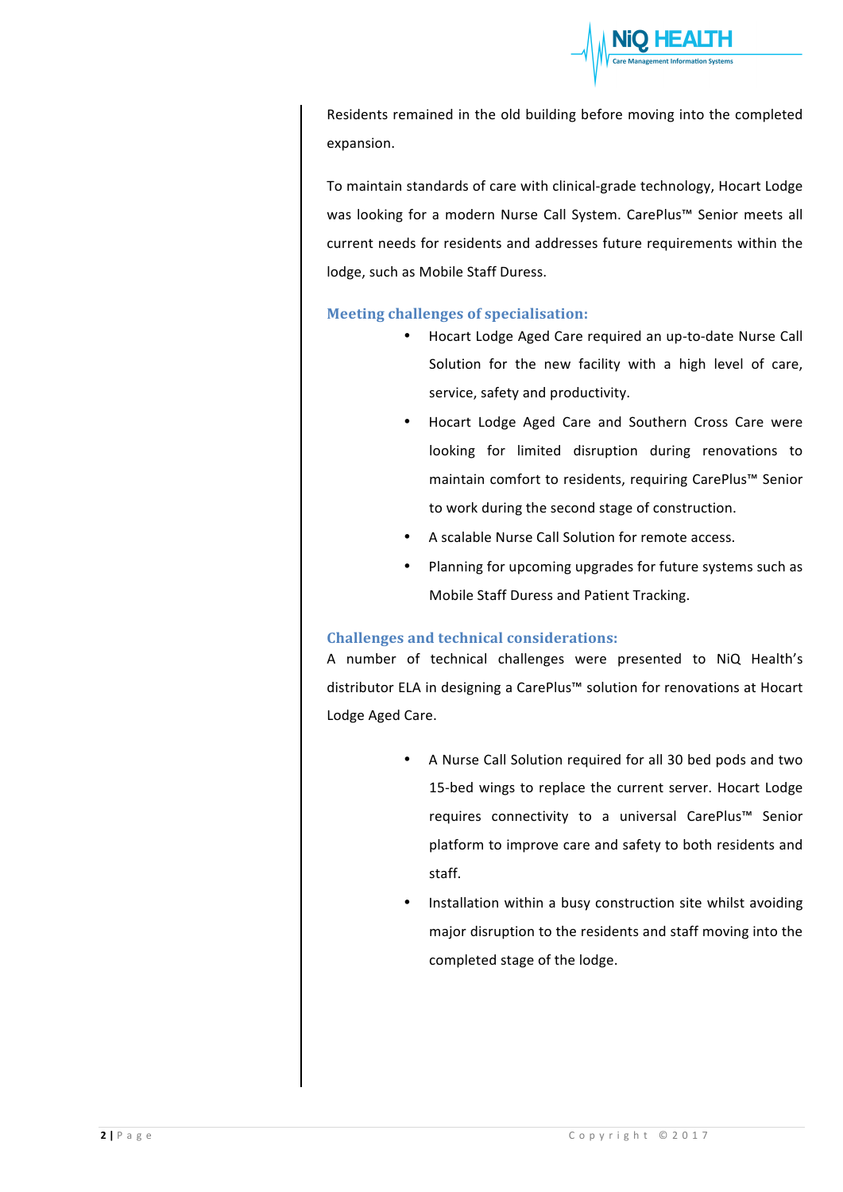Residents remained in the old building before moving into the completed expansion.

To maintain standards of care with clinical-grade technology, Hocart Lodge was looking for a modern Nurse Call System. CarePlus™ Senior meets all current needs for residents and addresses future requirements within the lodge, such as Mobile Staff Duress.

### Meeting challenges of specialisation:

- Hocart Lodge Aged Care required an up-to-date Nurse Call Solution for the new facility with a high level of care, service, safety and productivity.
- Hocart Lodge Aged Care and Southern Cross Care were looking for limited disruption during renovations to maintain comfort to residents, requiring CarePlus™ Senior to work during the second stage of construction.
- A scalable Nurse Call Solution for remote access.
- Planning for upcoming upgrades for future systems such as Mobile Staff Duress and Patient Tracking.

### Challenges and technical considerations:

A number of technical challenges were presented to NiQ Health's distributor ELA in designing a CarePlus™ solution for renovations at Hocart Lodge Aged Care.

- A Nurse Call Solution required for all 30 bed pods and two 15-bed wings to replace the current server. Hocart Lodge requires connectivity to a universal CarePlus™ Senior platform to improve care and safety to both residents and staff.
- Installation within a busy construction site whilst avoiding major disruption to the residents and staff moving into the completed stage of the lodge.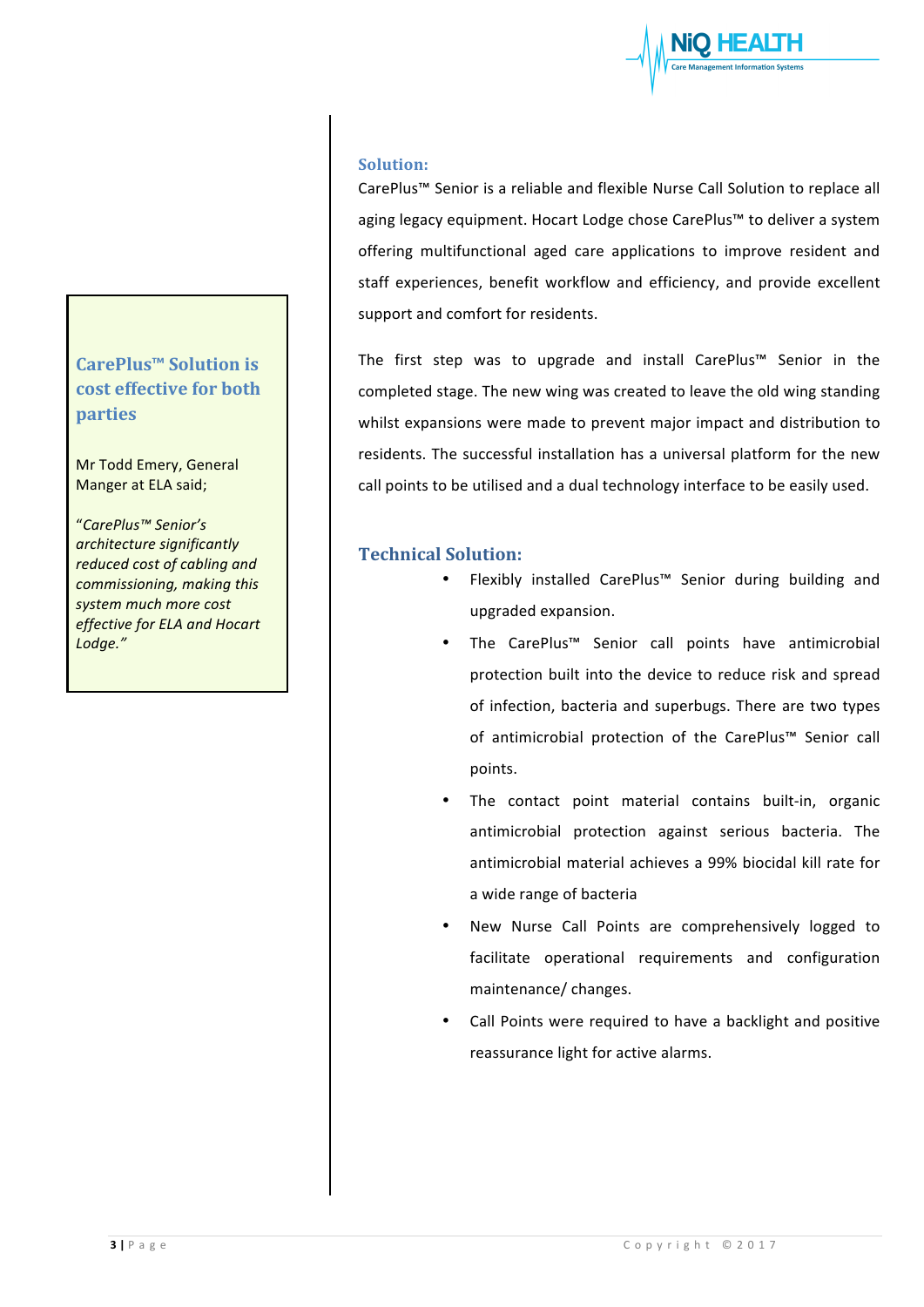### CarePlus™ Solution is cost effective for both parties

Mr Todd Emery, General Manger at ELA said;

*"CarePlus™ Senior's architecture significantly reduced cost of cabling and commissioning, making this system much more cost effective for ELA and Hocart Lodge."*

## Solution:

CarePlus™ Senior is a reliable and flexible Nurse Call Solution to replace all aging legacy equipment. Hocart Lodge chose CarePlus™ to deliver a system offering multifunctional aged care applications to improve resident and staff experiences, benefit workflow and efficiency, and provide excellent support and comfort for residents.

The first step was to upgrade and install CarePlus™ Senior in the completed stage. The new wing was created to leave the old wing standing whilst expansions were made to prevent major impact and distribution to residents. The successful installation has a universal platform for the new call points to be utilised and a dual technology interface to be easily used.

## Technical Solution:

- Flexibly installed CarePlus™ Senior during building and upgraded expansion.
- The CarePlus™ Senior call points have antimicrobial protection built into the device to reduce risk and spread of infection, bacteria and superbugs. There are two types of antimicrobial protection of the CarePlus™ Senior call points.
- The contact point material contains built-in, organic antimicrobial protection against serious bacteria. The antimicrobial material achieves a 99% biocidal kill rate for a wide range of bacteria
- New Nurse Call Points are comprehensively logged to facilitate operational requirements and configuration maintenance/ changes.
- Call Points were required to have a backlight and positive reassurance light for active alarms.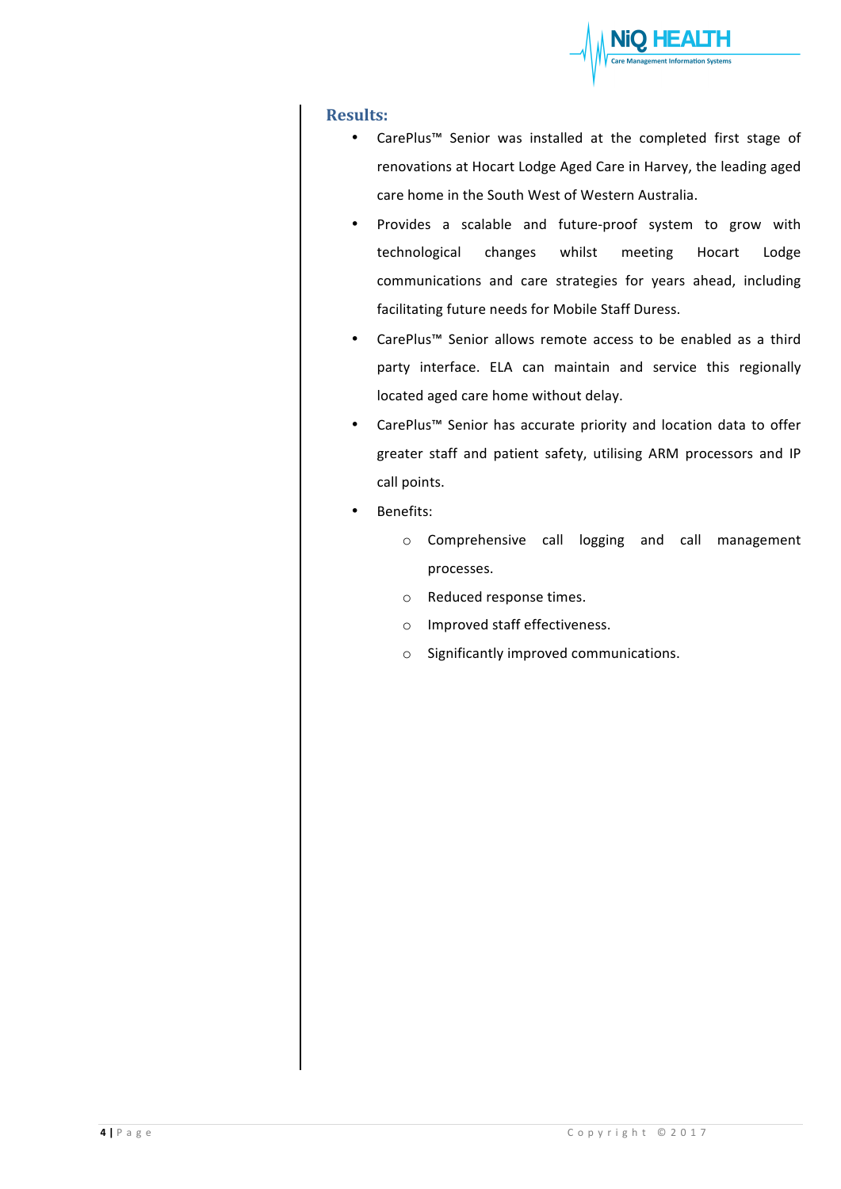## Results:

- CarePlus™ Senior was installed at the completed first stage of renovations at Hocart Lodge Aged Care in Harvey, the leading aged care home in the South West of Western Australia.
- Provides a scalable and future-proof system to grow with technological changes whilst meeting Hocart Lodge communications and care strategies for years ahead, including facilitating future needs for Mobile Staff Duress.
- CarePlus™ Senior allows remote access to be enabled as a third party interface. ELA can maintain and service this regionally located aged care home without delay.
- CarePlus™ Senior has accurate priority and location data to offer greater staff and patient safety, utilising ARM processors and IP call points.
- Benefits:
  - Comprehensive call logging and call management processes.
  - Reduced response times.
  - Improved staff effectiveness.
  - Significantly improved communications.